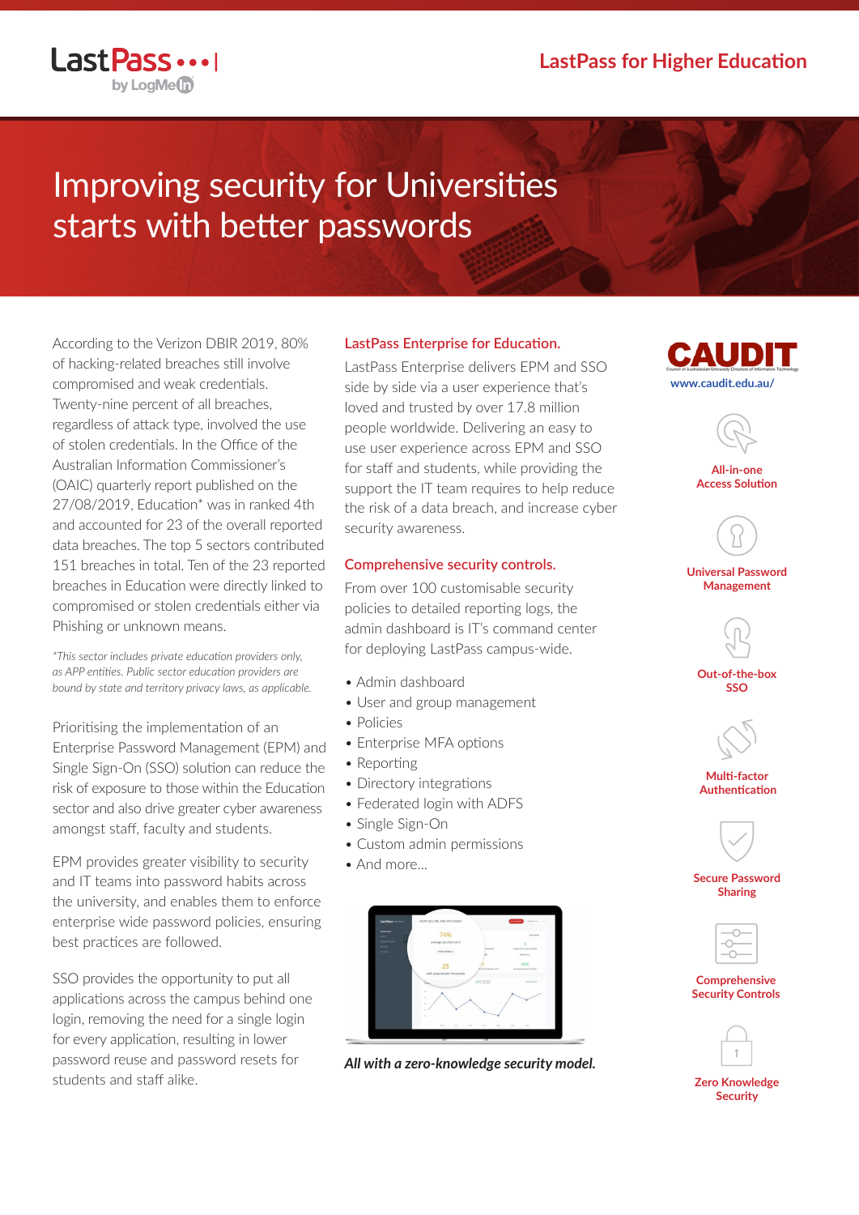LastPass for Higher Education

# Improving security for Universities starts with better passwords

According to the Verizon DBIR 2019, 80% of hacking-related breaches still involve compromised and weak credentials. Twenty-nine percent of all breaches, regardless of attack type, involved the use of stolen credentials. In the Office of the Australian Information Commissioner's (OAIC) quarterly report published on the 27/08/2019, Education* was in ranked 4th and accounted for 23 of the overall reported data breaches. The top 5 sectors contributed 151 breaches in total. Ten of the 23 reported breaches in Education were directly linked to compromised or stolen credentials either via Phishing or unknown means.

*\*This sector includes private education providers only, as APP entities. Public sector education providers are bound by state and territory privacy laws, as applicable.*

Prioritising the implementation of an Enterprise Password Management (EPM) and Single Sign-On (SSO) solution can reduce the risk of exposure to those within the Education sector and also drive greater cyber awareness amongst staff, faculty and students.

EPM provides greater visibility to security and IT teams into password habits across the university, and enables them to enforce enterprise wide password policies, ensuring best practices are followed.

SSO provides the opportunity to put all applications across the campus behind one login, removing the need for a single login for every application, resulting in lower password reuse and password resets for students and staff alike.

## LastPass Enterprise for Education.

LastPass Enterprise delivers EPM and SSO side by side via a user experience that's loved and trusted by over 17.8 million people worldwide. Delivering an easy to use user experience across EPM and SSO for staff and students, while providing the support the IT team requires to help reduce the risk of a data breach, and increase cyber security awareness.

## Comprehensive security controls.

From over 100 customisable security policies to detailed reporting logs, the admin dashboard is IT's command center for deploying LastPass campus-wide.

- Admin dashboard
- User and group management
- Policies
- Enterprise MFA options
- Reporting
- Directory integrations
- Federated login with ADFS
- Single Sign-On
- Custom admin permissions
- And more...

***All with a zero-knowledge security model.***

CAUDIT
www.caudit.edu.au/

- All-in-one Access Solution
- Universal Password Management
- Out-of-the-box SSO
- Multi-factor Authentication
- Secure Password Sharing
- Comprehensive Security Controls
- Zero Knowledge Security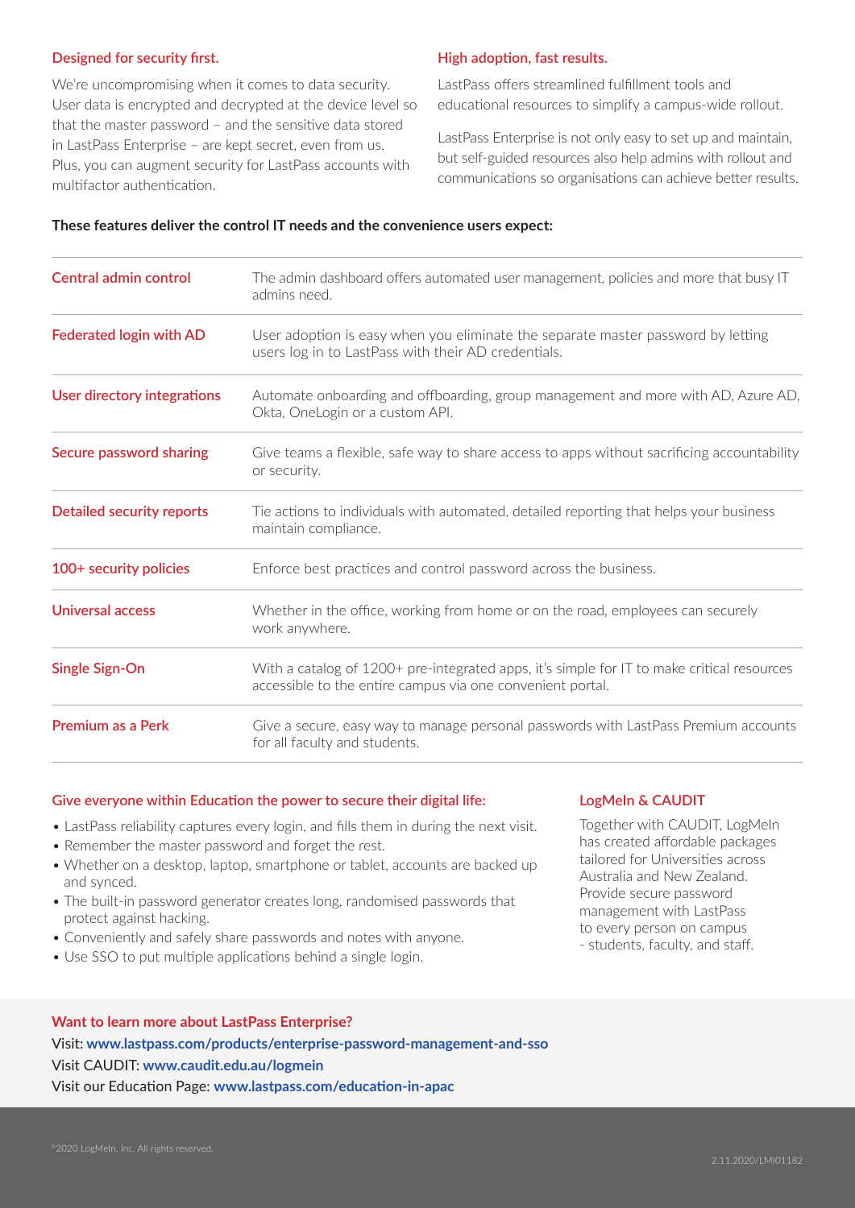## Designed for security first.

We're uncompromising when it comes to data security. User data is encrypted and decrypted at the device level so that the master password – and the sensitive data stored in LastPass Enterprise – are kept secret, even from us. Plus, you can augment security for LastPass accounts with multifactor authentication.

## High adoption, fast results.

LastPass offers streamlined fulfillment tools and educational resources to simplify a campus-wide rollout.

LastPass Enterprise is not only easy to set up and maintain, but self-guided resources also help admins with rollout and communications so organisations can achieve better results.

**These features deliver the control IT needs and the convenience users expect:**

| | |
|---|---|
| **Central admin control** | The admin dashboard offers automated user management, policies and more that busy IT admins need. |
| **Federated login with AD** | User adoption is easy when you eliminate the separate master password by letting users log in to LastPass with their AD credentials. |
| **User directory integrations** | Automate onboarding and offboarding, group management and more with AD, Azure AD, Okta, OneLogin or a custom API. |
| **Secure password sharing** | Give teams a flexible, safe way to share access to apps without sacrificing accountability or security. |
| **Detailed security reports** | Tie actions to individuals with automated, detailed reporting that helps your business maintain compliance. |
| **100+ security policies** | Enforce best practices and control password across the business. |
| **Universal access** | Whether in the office, working from home or on the road, employees can securely work anywhere. |
| **Single Sign-On** | With a catalog of 1200+ pre-integrated apps, it's simple for IT to make critical resources accessible to the entire campus via one convenient portal. |
| **Premium as a Perk** | Give a secure, easy way to manage personal passwords with LastPass Premium accounts for all faculty and students. |

## Give everyone within Education the power to secure their digital life:

- LastPass reliability captures every login, and fills them in during the next visit.
- Remember the master password and forget the rest.
- Whether on a desktop, laptop, smartphone or tablet, accounts are backed up and synced.
- The built-in password generator creates long, randomised passwords that protect against hacking.
- Conveniently and safely share passwords and notes with anyone.
- Use SSO to put multiple applications behind a single login.

## LogMeIn & CAUDIT

Together with CAUDIT, LogMeIn has created affordable packages tailored for Universities across Australia and New Zealand. Provide secure password management with LastPass to every person on campus - students, faculty, and staff.

## Want to learn more about LastPass Enterprise?

Visit: **www.lastpass.com/products/enterprise-password-management-and-sso**
Visit CAUDIT: **www.caudit.edu.au/logmein**
Visit our Education Page: **www.lastpass.com/education-in-apac**

©2020 LogMeIn, Inc. All rights reserved.

2.11.2020/LMI01182